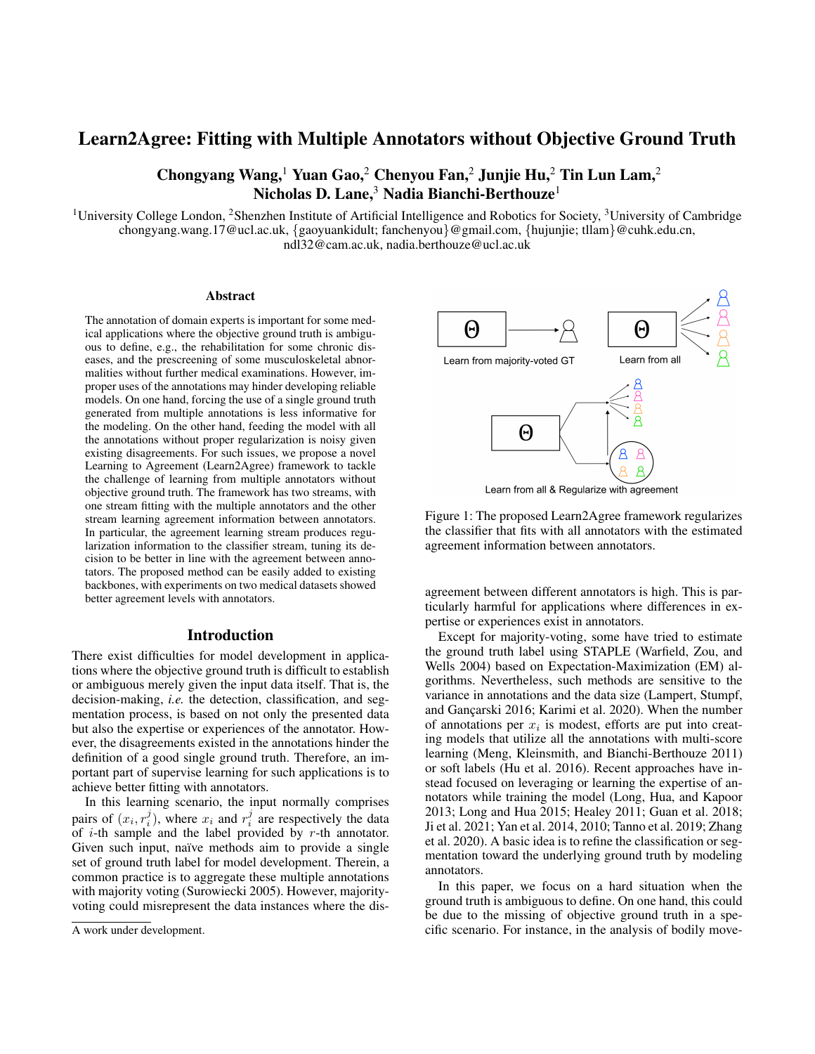# Learn2Agree: Fitting with Multiple Annotators without Objective Ground Truth

**Chongyang Wang,[1] Yuan Gao,[2] Chenyou Fan,[2] Junjie Hu,[2] Tin Lun Lam,[2] Nicholas D. Lane,[3] Nadia Bianchi-Berthouze[1]**

[1]University College London, [2]Shenzhen Institute of Artificial Intelligence and Robotics for Society, [3]University of Cambridge
chongyang.wang.17@ucl.ac.uk, {gaoyuankidult; fanchenyou}@gmail.com, {hujunjie; tllam}@cuhk.edu.cn, ndl32@cam.ac.uk, nadia.berthouze@ucl.ac.uk

## Abstract

The annotation of domain experts is important for some medical applications where the objective ground truth is ambiguous to define, e.g., the rehabilitation for some chronic diseases, and the prescreening of some musculoskeletal abnormalities without further medical examinations. However, improper uses of the annotations may hinder developing reliable models. On one hand, forcing the use of a single ground truth generated from multiple annotations is less informative for the modeling. On the other hand, feeding the model with all the annotations without proper regularization is noisy given existing disagreements. For such issues, we propose a novel Learning to Agreement (Learn2Agree) framework to tackle the challenge of learning from multiple annotators without objective ground truth. The framework has two streams, with one stream fitting with the multiple annotators and the other stream learning agreement information between annotators. In particular, the agreement learning stream produces regularization information to the classifier stream, tuning its decision to be better in line with the agreement between annotators. The proposed method can be easily added to existing backbones, with experiments on two medical datasets showed better agreement levels with annotators.

## Introduction

There exist difficulties for model development in applications where the objective ground truth is difficult to establish or ambiguous merely given the input data itself. That is, the decision-making, *i.e.* the detection, classification, and segmentation process, is based on not only the presented data but also the expertise or experiences of the annotator. However, the disagreements existed in the annotations hinder the definition of a good single ground truth. Therefore, an important part of supervise learning for such applications is to achieve better fitting with annotators.

In this learning scenario, the input normally comprises pairs of $(x_i, r_i^j)$, where $x_i$ and $r_i^j$ are respectively the data of $i$-th sample and the label provided by $r$-th annotator. Given such input, naïve methods aim to provide a single set of ground truth label for model development. Therein, a common practice is to aggregate these multiple annotations with majority voting (Surowiecki 2005). However, majority-voting could misrepresent the data instances where the disagreement between different annotators is high. This is particularly harmful for applications where differences in expertise or experiences exist in annotators.

Θ
Learn from majority-voted GT
Θ
Learn from all
Θ
Learn from all & Regularize with agreement

Figure 1: The proposed Learn2Agree framework regularizes the classifier that fits with all annotators with the estimated agreement information between annotators.

Except for majority-voting, some have tried to estimate the ground truth label using STAPLE (Warfield, Zou, and Wells 2004) based on Expectation-Maximization (EM) algorithms. Nevertheless, such methods are sensitive to the variance in annotations and the data size (Lampert, Stumpf, and Gançarski 2016; Karimi et al. 2020). When the number of annotations per $x_i$ is modest, efforts are put into creating models that utilize all the annotations with multi-score learning (Meng, Kleinsmith, and Bianchi-Berthouze 2011) or soft labels (Hu et al. 2016). Recent approaches have instead focused on leveraging or learning the expertise of annotators while training the model (Long, Hua, and Kapoor 2013; Long and Hua 2015; Healey 2011; Guan et al. 2018; Ji et al. 2021; Yan et al. 2014, 2010; Tanno et al. 2019; Zhang et al. 2020). A basic idea is to refine the classification or segmentation toward the underlying ground truth by modeling annotators.

In this paper, we focus on a hard situation when the ground truth is ambiguous to define. On one hand, this could be due to the missing of objective ground truth in a specific scenario. For instance, in the analysis of bodily move-

A work under development.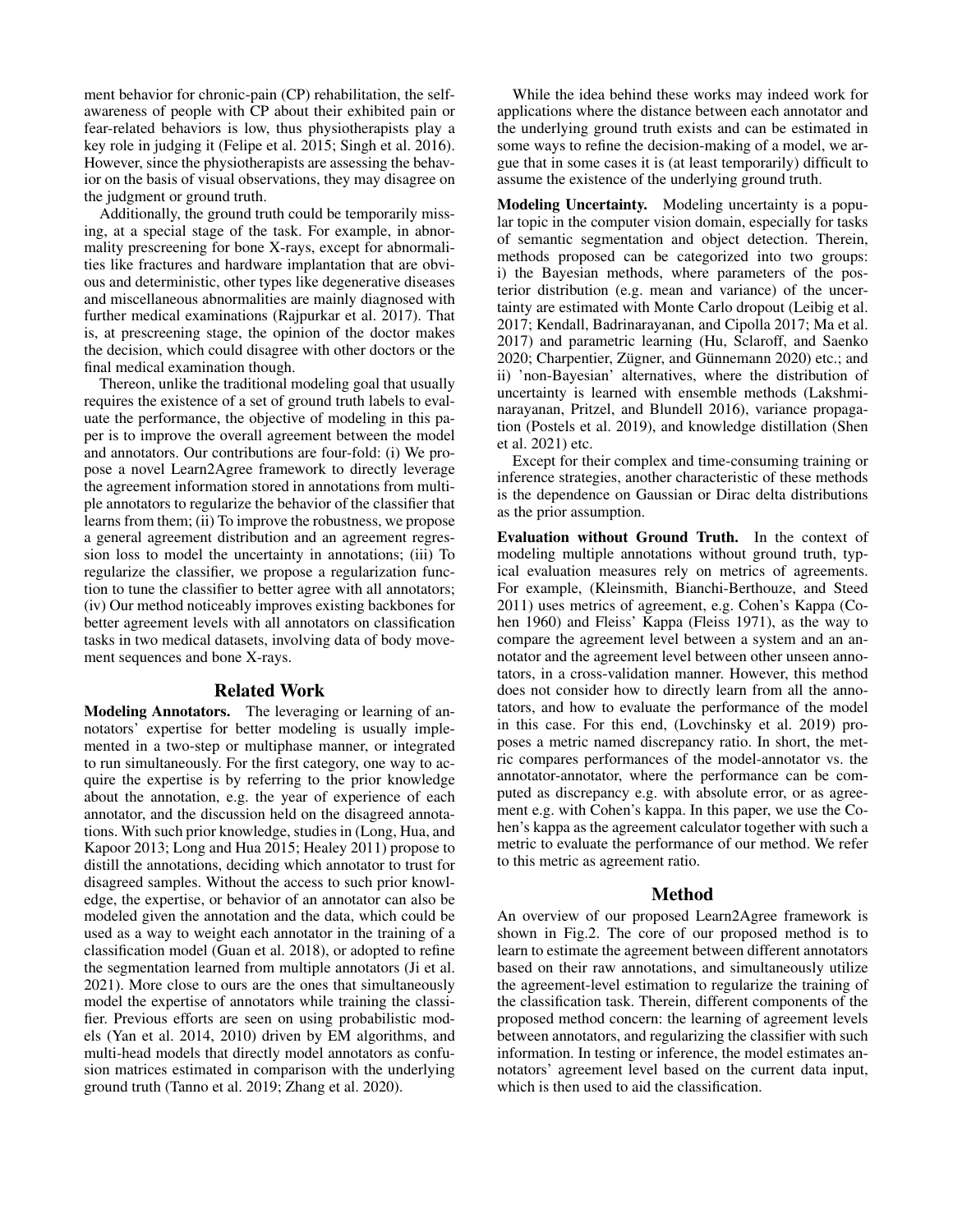ment behavior for chronic-pain (CP) rehabilitation, the self-awareness of people with CP about their exhibited pain or fear-related behaviors is low, thus physiotherapists play a key role in judging it (Felipe et al. 2015; Singh et al. 2016). However, since the physiotherapists are assessing the behavior on the basis of visual observations, they may disagree on the judgment or ground truth.

Additionally, the ground truth could be temporarily missing, at a special stage of the task. For example, in abnormality prescreening for bone X-rays, except for abnormalities like fractures and hardware implantation that are obvious and deterministic, other types like degenerative diseases and miscellaneous abnormalities are mainly diagnosed with further medical examinations (Rajpurkar et al. 2017). That is, at prescreening stage, the opinion of the doctor makes the decision, which could disagree with other doctors or the final medical examination though.

Thereon, unlike the traditional modeling goal that usually requires the existence of a set of ground truth labels to evaluate the performance, the objective of modeling in this paper is to improve the overall agreement between the model and annotators. Our contributions are four-fold: (i) We propose a novel Learn2Agree framework to directly leverage the agreement information stored in annotations from multiple annotators to regularize the behavior of the classifier that learns from them; (ii) To improve the robustness, we propose a general agreement distribution and an agreement regression loss to model the uncertainty in annotations; (iii) To regularize the classifier, we propose a regularization function to tune the classifier to better agree with all annotators; (iv) Our method noticeably improves existing backbones for better agreement levels with all annotators on classification tasks in two medical datasets, involving data of body movement sequences and bone X-rays.

## Related Work

**Modeling Annotators.** The leveraging or learning of annotators' expertise for better modeling is usually implemented in a two-step or multiphase manner, or integrated to run simultaneously. For the first category, one way to acquire the expertise is by referring to the prior knowledge about the annotation, e.g. the year of experience of each annotator, and the discussion held on the disagreed annotations. With such prior knowledge, studies in (Long, Hua, and Kapoor 2013; Long and Hua 2015; Healey 2011) propose to distill the annotations, deciding which annotator to trust for disagreed samples. Without the access to such prior knowledge, the expertise, or behavior of an annotator can also be modeled given the annotation and the data, which could be used as a way to weight each annotator in the training of a classification model (Guan et al. 2018), or adopted to refine the segmentation learned from multiple annotators (Ji et al. 2021). More close to ours are the ones that simultaneously model the expertise of annotators while training the classifier. Previous efforts are seen on using probabilistic models (Yan et al. 2014, 2010) driven by EM algorithms, and multi-head models that directly model annotators as confusion matrices estimated in comparison with the underlying ground truth (Tanno et al. 2019; Zhang et al. 2020).

While the idea behind these works may indeed work for applications where the distance between each annotator and the underlying ground truth exists and can be estimated in some ways to refine the decision-making of a model, we argue that in some cases it is (at least temporarily) difficult to assume the existence of the underlying ground truth.

**Modeling Uncertainty.** Modeling uncertainty is a popular topic in the computer vision domain, especially for tasks of semantic segmentation and object detection. Therein, methods proposed can be categorized into two groups: i) the Bayesian methods, where parameters of the posterior distribution (e.g. mean and variance) of the uncertainty are estimated with Monte Carlo dropout (Leibig et al. 2017; Kendall, Badrinarayanan, and Cipolla 2017; Ma et al. 2017) and parametric learning (Hu, Sclaroff, and Saenko 2020; Charpentier, Zügner, and Günnemann 2020) etc.; and ii) 'non-Bayesian' alternatives, where the distribution of uncertainty is learned with ensemble methods (Lakshminarayanan, Pritzel, and Blundell 2016), variance propagation (Postels et al. 2019), and knowledge distillation (Shen et al. 2021) etc.

Except for their complex and time-consuming training or inference strategies, another characteristic of these methods is the dependence on Gaussian or Dirac delta distributions as the prior assumption.

**Evaluation without Ground Truth.** In the context of modeling multiple annotations without ground truth, typical evaluation measures rely on metrics of agreements. For example, (Kleinsmith, Bianchi-Berthouze, and Steed 2011) uses metrics of agreement, e.g. Cohen's Kappa (Cohen 1960) and Fleiss' Kappa (Fleiss 1971), as the way to compare the agreement level between a system and an annotator and the agreement level between other unseen annotators, in a cross-validation manner. However, this method does not consider how to directly learn from all the annotators, and how to evaluate the performance of the model in this case. For this end, (Lovchinsky et al. 2019) proposes a metric named discrepancy ratio. In short, the metric compares performances of the model-annotator vs. the annotator-annotator, where the performance can be computed as discrepancy e.g. with absolute error, or as agreement e.g. with Cohen's kappa. In this paper, we use the Cohen's kappa as the agreement calculator together with such a metric to evaluate the performance of our method. We refer to this metric as agreement ratio.

## Method

An overview of our proposed Learn2Agree framework is shown in Fig.2. The core of our proposed method is to learn to estimate the agreement between different annotators based on their raw annotations, and simultaneously utilize the agreement-level estimation to regularize the training of the classification task. Therein, different components of the proposed method concern: the learning of agreement levels between annotators, and regularizing the classifier with such information. In testing or inference, the model estimates annotators' agreement level based on the current data input, which is then used to aid the classification.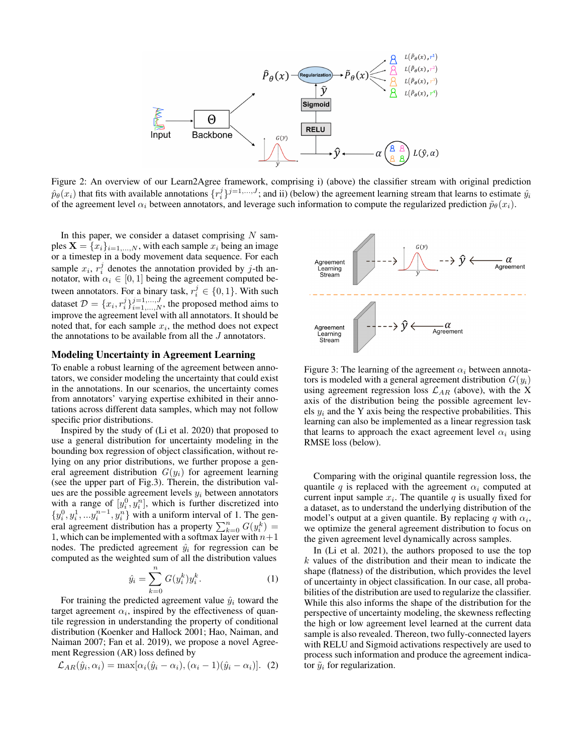Figure 2: An overview of our Learn2Agree framework, comprising i) (above) the classifier stream with original prediction $\hat{p}_\theta(x_i)$ that fits with available annotations $\{r_i^j\}^{j=1,...,J}$; and ii) (below) the agreement learning stream that learns to estimate $\hat{y}_i$ of the agreement level $\alpha_i$ between annotators, and leverage such information to compute the regularized prediction $\tilde{p}_\theta(x_i)$.

In this paper, we consider a dataset comprising $N$ samples $\mathbf{X} = \{x_i\}_{i=1,...,N}$, with each sample $x_i$ being an image or a timestep in a body movement data sequence. For each sample $x_i$, $r_i^j$ denotes the annotation provided by $j$-th annotator, with $\alpha_i \in [0, 1]$ being the agreement computed between annotators. For a binary task, $r_i^j \in \{0, 1\}$. With such dataset $\mathcal{D} = \{x_i, r_i^j\}_{i=1,...,N}^{j=1,...,J}$, the proposed method aims to improve the agreement level with all annotators. It should be noted that, for each sample $x_i$, the method does not expect the annotations to be available from all the $J$ annotators.

## Modeling Uncertainty in Agreement Learning

To enable a robust learning of the agreement between annotators, we consider modeling the uncertainty that could exist in the annotations. In our scenarios, the uncertainty comes from annotators' varying expertise exhibited in their annotations across different data samples, which may not follow specific prior distributions.

Inspired by the study of (Li et al. 2020) that proposed to use a general distribution for uncertainty modeling in the bounding box regression of object classification, without relying on any prior distributions, we further propose a general agreement distribution $G(y_i)$ for agreement learning (see the upper part of Fig.3). Therein, the distribution values are the possible agreement levels $y_i$ between annotators with a range of $[y_i^0, y_i^n]$, which is further discretized into $\{y_i^0, y_i^1, ...y_i^{n-1}, y_i^n\}$ with a uniform interval of 1. The general agreement distribution has a property $\sum_{k=0}^{n} G(y_i^k) = 1$, which can be implemented with a softmax layer with $n+1$ nodes. The predicted agreement $\hat{y}_i$ for regression can be computed as the weighted sum of all the distribution values

$$\hat{y}_i = \sum_{k=0}^{n} G(y_i^k) y_i^k. \tag{1}$$

For training the predicted agreement value $\hat{y}_i$ toward the target agreement $\alpha_i$, inspired by the effectiveness of quantile regression in understanding the property of conditional distribution (Koenker and Hallock 2001; Hao, Naiman, and Naiman 2007; Fan et al. 2019), we propose a novel Agreement Regression (AR) loss defined by

$$\mathcal{L}_{AR}(\hat{y}_i, \alpha_i) = \max[\alpha_i(\hat{y}_i - \alpha_i), (\alpha_i - 1)(\hat{y}_i - \alpha_i)]. \tag{2}$$

Figure 3: The learning of the agreement $\alpha_i$ between annotators is modeled with a general agreement distribution $G(y_i)$ using agreement regression loss $\mathcal{L}_{AR}$ (above), with the X axis of the distribution being the possible agreement levels $y_i$ and the Y axis being the respective probabilities. This learning can also be implemented as a linear regression task that learns to approach the exact agreement level $\alpha_i$ using RMSE loss (below).

Comparing with the original quantile regression loss, the quantile $q$ is replaced with the agreement $\alpha_i$ computed at current input sample $x_i$. The quantile $q$ is usually fixed for a dataset, as to understand the underlying distribution of the model's output at a given quantile. By replacing $q$ with $\alpha_i$, we optimize the general agreement distribution to focus on the given agreement level dynamically across samples.

In (Li et al. 2021), the authors proposed to use the top $k$ values of the distribution and their mean to indicate the shape (flatness) of the distribution, which provides the level of uncertainty in object classification. In our case, all probabilities of the distribution are used to regularize the classifier. While this also informs the shape of the distribution for the perspective of uncertainty modeling, the skewness reflecting the high or low agreement level learned at the current data sample is also revealed. Thereon, two fully-connected layers with RELU and Sigmoid activations respectively are used to process such information and produce the agreement indicator $\tilde{y}_i$ for regularization.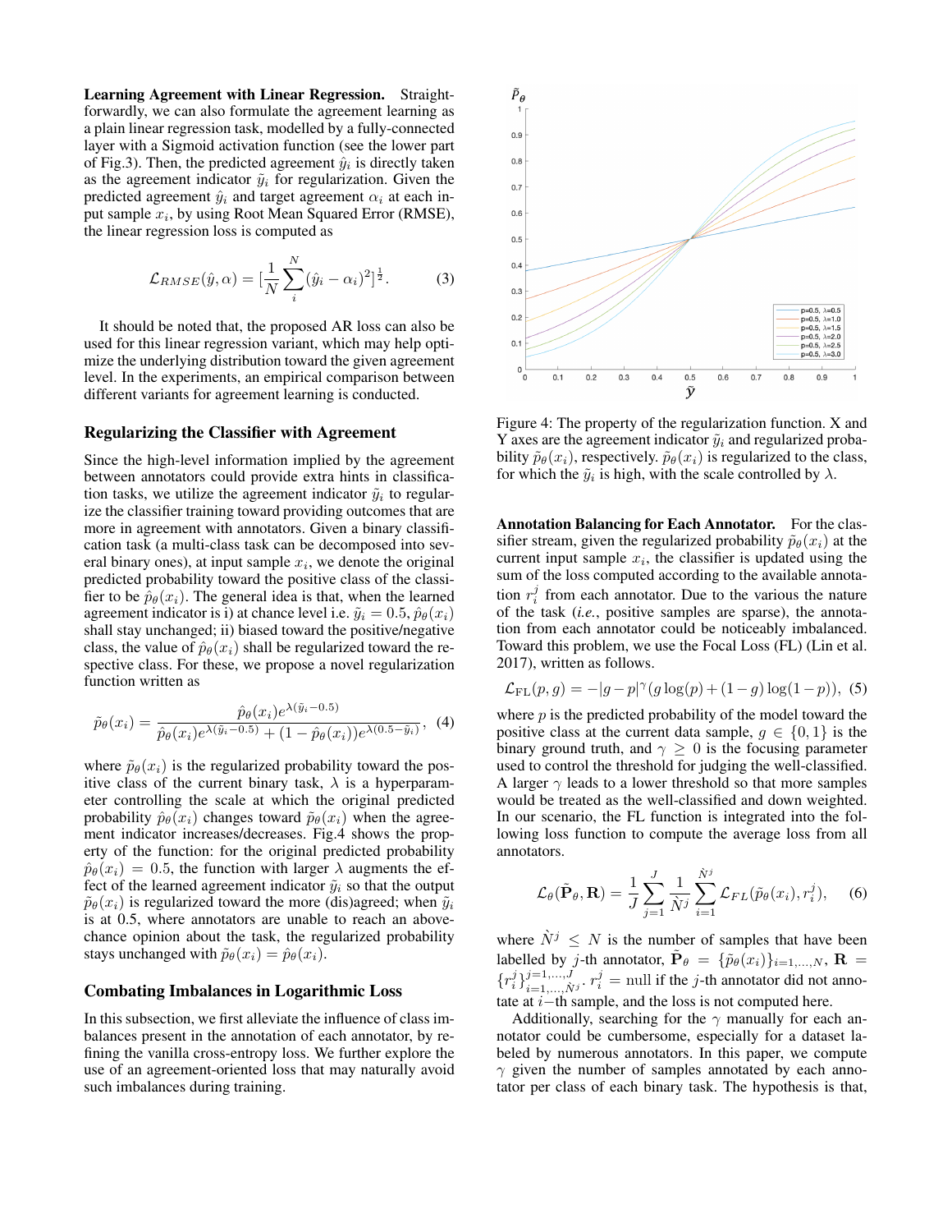**Learning Agreement with Linear Regression.** Straightforwardly, we can also formulate the agreement learning as a plain linear regression task, modelled by a fully-connected layer with a Sigmoid activation function (see the lower part of Fig.3). Then, the predicted agreement $\hat{y}_i$ is directly taken as the agreement indicator $\tilde{y}_i$ for regularization. Given the predicted agreement $\hat{y}_i$ and target agreement $\alpha_i$ at each input sample $x_i$, by using Root Mean Squared Error (RMSE), the linear regression loss is computed as

$$\mathcal{L}_{RMSE}(\hat{y}, \alpha) = [\frac{1}{N}\sum_{i}^{N}(\hat{y}_i - \alpha_i)^2]^{\frac{1}{2}}. \quad (3)$$

It should be noted that, the proposed AR loss can also be used for this linear regression variant, which may help optimize the underlying distribution toward the given agreement level. In the experiments, an empirical comparison between different variants for agreement learning is conducted.

## Regularizing the Classifier with Agreement

Since the high-level information implied by the agreement between annotators could provide extra hints in classification tasks, we utilize the agreement indicator $\tilde{y}_i$ to regularize the classifier training toward providing outcomes that are more in agreement with annotators. Given a binary classification task (a multi-class task can be decomposed into several binary ones), at input sample $x_i$, we denote the original predicted probability toward the positive class of the classifier to be $\hat{p}_\theta(x_i)$. The general idea is that, when the learned agreement indicator is i) at chance level i.e. $\tilde{y}_i = 0.5$, $\hat{p}_\theta(x_i)$ shall stay unchanged; ii) biased toward the positive/negative class, the value of $\hat{p}_\theta(x_i)$ shall be regularized toward the respective class. For these, we propose a novel regularization function written as

$$\tilde{p}_\theta(x_i) = \frac{\hat{p}_\theta(x_i)e^{\lambda(\tilde{y}_i - 0.5)}}{\hat{p}_\theta(x_i)e^{\lambda(\tilde{y}_i - 0.5)} + (1 - \hat{p}_\theta(x_i))e^{\lambda(0.5 - \tilde{y}_i)}}, \quad (4)$$

where $\tilde{p}_\theta(x_i)$ is the regularized probability toward the positive class of the current binary task, $\lambda$ is a hyperparameter controlling the scale at which the original predicted probability $\hat{p}_\theta(x_i)$ changes toward $\tilde{p}_\theta(x_i)$ when the agreement indicator increases/decreases. Fig.4 shows the property of the function: for the original predicted probability $\hat{p}_\theta(x_i) = 0.5$, the function with larger $\lambda$ augments the effect of the learned agreement indicator $\tilde{y}_i$ so that the output $\tilde{p}_\theta(x_i)$ is regularized toward the more (dis)agreed; when $\tilde{y}_i$ is at 0.5, where annotators are unable to reach an above-chance opinion about the task, the regularized probability stays unchanged with $\tilde{p}_\theta(x_i) = \hat{p}_\theta(x_i)$.

## Combating Imbalances in Logarithmic Loss

In this subsection, we first alleviate the influence of class imbalances present in the annotation of each annotator, by refining the vanilla cross-entropy loss. We further explore the use of an agreement-oriented loss that may naturally avoid such imbalances during training.

$\tilde{P}_\theta$
1
0.9
0.8
0.7
0.6
0.5
0.4
0.3
0.2
0.1
0
0 0.1 0.2 0.3 0.4 0.5 0.6 0.7 0.8 0.9 1
$\tilde{y}$
p=0.5, λ=0.5
p=0.5, λ=1.0
p=0.5, λ=1.5
p=0.5, λ=2.0
p=0.5, λ=2.5
p=0.5, λ=3.0

Figure 4: The property of the regularization function. X and Y axes are the agreement indicator $\tilde{y}_i$ and regularized probability $\tilde{p}_\theta(x_i)$, respectively. $\tilde{p}_\theta(x_i)$ is regularized to the class, for which the $\tilde{y}_i$ is high, with the scale controlled by $\lambda$.

**Annotation Balancing for Each Annotator.** For the classifier stream, given the regularized probability $\tilde{p}_\theta(x_i)$ at the current input sample $x_i$, the classifier is updated using the sum of the loss computed according to the available annotation $r_i^j$ from each annotator. Due to the various the nature of the task (*i.e.*, positive samples are sparse), the annotation from each annotator could be noticeably imbalanced. Toward this problem, we use the Focal Loss (FL) (Lin et al. 2017), written as follows.

$$\mathcal{L}_{\mathrm{FL}}(p, g) = -|g - p|^\gamma(g\log(p) + (1-g)\log(1-p)), \quad (5)$$

where $p$ is the predicted probability of the model toward the positive class at the current data sample, $g \in \{0, 1\}$ is the binary ground truth, and $\gamma \geq 0$ is the focusing parameter used to control the threshold for judging the well-classified. A larger $\gamma$ leads to a lower threshold so that more samples would be treated as the well-classified and down weighted. In our scenario, the FL function is integrated into the following loss function to compute the average loss from all annotators.

$$\mathcal{L}_\theta(\tilde{\mathbf{P}}_\theta, \mathbf{R}) = \frac{1}{J}\sum_{j=1}^{J}\frac{1}{\grave{N}^j}\sum_{i=1}^{\grave{N}^j}\mathcal{L}_{FL}(\tilde{p}_\theta(x_i), r_i^j), \quad (6)$$

where $\grave{N}^j \leq N$ is the number of samples that have been labelled by $j$-th annotator, $\tilde{\mathbf{P}}_\theta = \{\tilde{p}_\theta(x_i)\}_{i=1,\ldots,N}$, $\mathbf{R} = \{r_i^j\}_{i=1,\ldots,\grave{N}^j}^{j=1,\ldots,J}$. $r_i^j = \mathrm{null}$ if the $j$-th annotator did not annotate at $i$-th sample, and the loss is not computed here.

Additionally, searching for the $\gamma$ manually for each annotator could be cumbersome, especially for a dataset labeled by numerous annotators. In this paper, we compute $\gamma$ given the number of samples annotated by each annotator per class of each binary task. The hypothesis is that,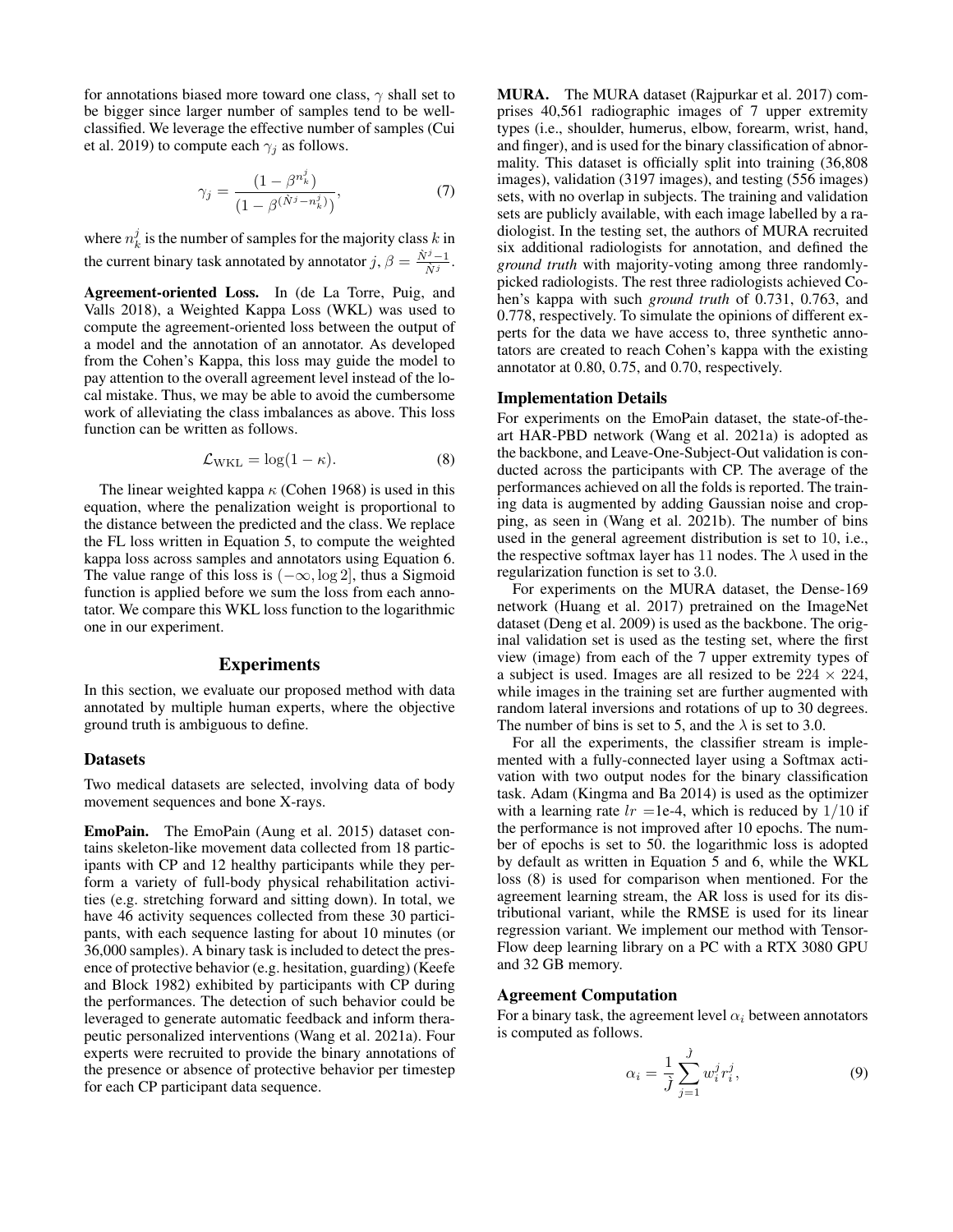for annotations biased more toward one class, $\gamma$ shall set to be bigger since larger number of samples tend to be well-classified. We leverage the effective number of samples (Cui et al. 2019) to compute each $\gamma_j$ as follows.

$$\gamma_j = \frac{(1-\beta^{n_k^j})}{(1-\beta^{(\dot{N}^j - n_k^j)})}, \tag{7}$$

where $n_k^j$ is the number of samples for the majority class $k$ in the current binary task annotated by annotator $j$, $\beta = \frac{\dot{N}^j - 1}{\dot{N}^j}$.

**Agreement-oriented Loss.** In (de La Torre, Puig, and Valls 2018), a Weighted Kappa Loss (WKL) was used to compute the agreement-oriented loss between the output of a model and the annotation of an annotator. As developed from the Cohen's Kappa, this loss may guide the model to pay attention to the overall agreement level instead of the local mistake. Thus, we may be able to avoid the cumbersome work of alleviating the class imbalances as above. This loss function can be written as follows.

$$\mathcal{L}_{\text{WKL}} = \log(1-\kappa). \tag{8}$$

The linear weighted kappa $\kappa$ (Cohen 1968) is used in this equation, where the penalization weight is proportional to the distance between the predicted and the class. We replace the FL loss written in Equation 5, to compute the weighted kappa loss across samples and annotators using Equation 6. The value range of this loss is $(-\infty, \log 2]$, thus a Sigmoid function is applied before we sum the loss from each annotator. We compare this WKL loss function to the logarithmic one in our experiment.

## Experiments

In this section, we evaluate our proposed method with data annotated by multiple human experts, where the objective ground truth is ambiguous to define.

### Datasets

Two medical datasets are selected, involving data of body movement sequences and bone X-rays.

**EmoPain.** The EmoPain (Aung et al. 2015) dataset contains skeleton-like movement data collected from 18 participants with CP and 12 healthy participants while they perform a variety of full-body physical rehabilitation activities (e.g. stretching forward and sitting down). In total, we have 46 activity sequences collected from these 30 participants, with each sequence lasting for about 10 minutes (or 36,000 samples). A binary task is included to detect the presence of protective behavior (e.g. hesitation, guarding) (Keefe and Block 1982) exhibited by participants with CP during the performances. The detection of such behavior could be leveraged to generate automatic feedback and inform therapeutic personalized interventions (Wang et al. 2021a). Four experts were recruited to provide the binary annotations of the presence or absence of protective behavior per timestep for each CP participant data sequence.

**MURA.** The MURA dataset (Rajpurkar et al. 2017) comprises 40,561 radiographic images of 7 upper extremity types (i.e., shoulder, humerus, elbow, forearm, wrist, hand, and finger), and is used for the binary classification of abnormality. This dataset is officially split into training (36,808 images), validation (3197 images), and testing (556 images) sets, with no overlap in subjects. The training and validation sets are publicly available, with each image labelled by a radiologist. In the testing set, the authors of MURA recruited six additional radiologists for annotation, and defined the *ground truth* with majority-voting among three randomly-picked radiologists. The rest three radiologists achieved Cohen's kappa with such *ground truth* of 0.731, 0.763, and 0.778, respectively. To simulate the opinions of different experts for the data we have access to, three synthetic annotators are created to reach Cohen's kappa with the existing annotator at 0.80, 0.75, and 0.70, respectively.

### Implementation Details

For experiments on the EmoPain dataset, the state-of-the-art HAR-PBD network (Wang et al. 2021a) is adopted as the backbone, and Leave-One-Subject-Out validation is conducted across the participants with CP. The average of the performances achieved on all the folds is reported. The training data is augmented by adding Gaussian noise and cropping, as seen in (Wang et al. 2021b). The number of bins used in the general agreement distribution is set to 10, i.e., the respective softmax layer has 11 nodes. The $\lambda$ used in the regularization function is set to 3.0.

For experiments on the MURA dataset, the Dense-169 network (Huang et al. 2017) pretrained on the ImageNet dataset (Deng et al. 2009) is used as the backbone. The original validation set is used as the testing set, where the first view (image) from each of the 7 upper extremity types of a subject is used. Images are all resized to be $224 \times 224$, while images in the training set are further augmented with random lateral inversions and rotations of up to 30 degrees. The number of bins is set to 5, and the $\lambda$ is set to 3.0.

For all the experiments, the classifier stream is implemented with a fully-connected layer using a Softmax activation with two output nodes for the binary classification task. Adam (Kingma and Ba 2014) is used as the optimizer with a learning rate $lr$ =1e-4, which is reduced by $1/10$ if the performance is not improved after 10 epochs. The number of epochs is set to 50. the logarithmic loss is adopted by default as written in Equation 5 and 6, while the WKL loss (8) is used for comparison when mentioned. For the agreement learning stream, the AR loss is used for its distributional variant, while the RMSE is used for its linear regression variant. We implement our method with TensorFlow deep learning library on a PC with a RTX 3080 GPU and 32 GB memory.

### Agreement Computation

For a binary task, the agreement level $\alpha_i$ between annotators is computed as follows.

$$\alpha_i = \frac{1}{\dot{J}} \sum_{j=1}^{\dot{J}} w_i^j r_i^j, \tag{9}$$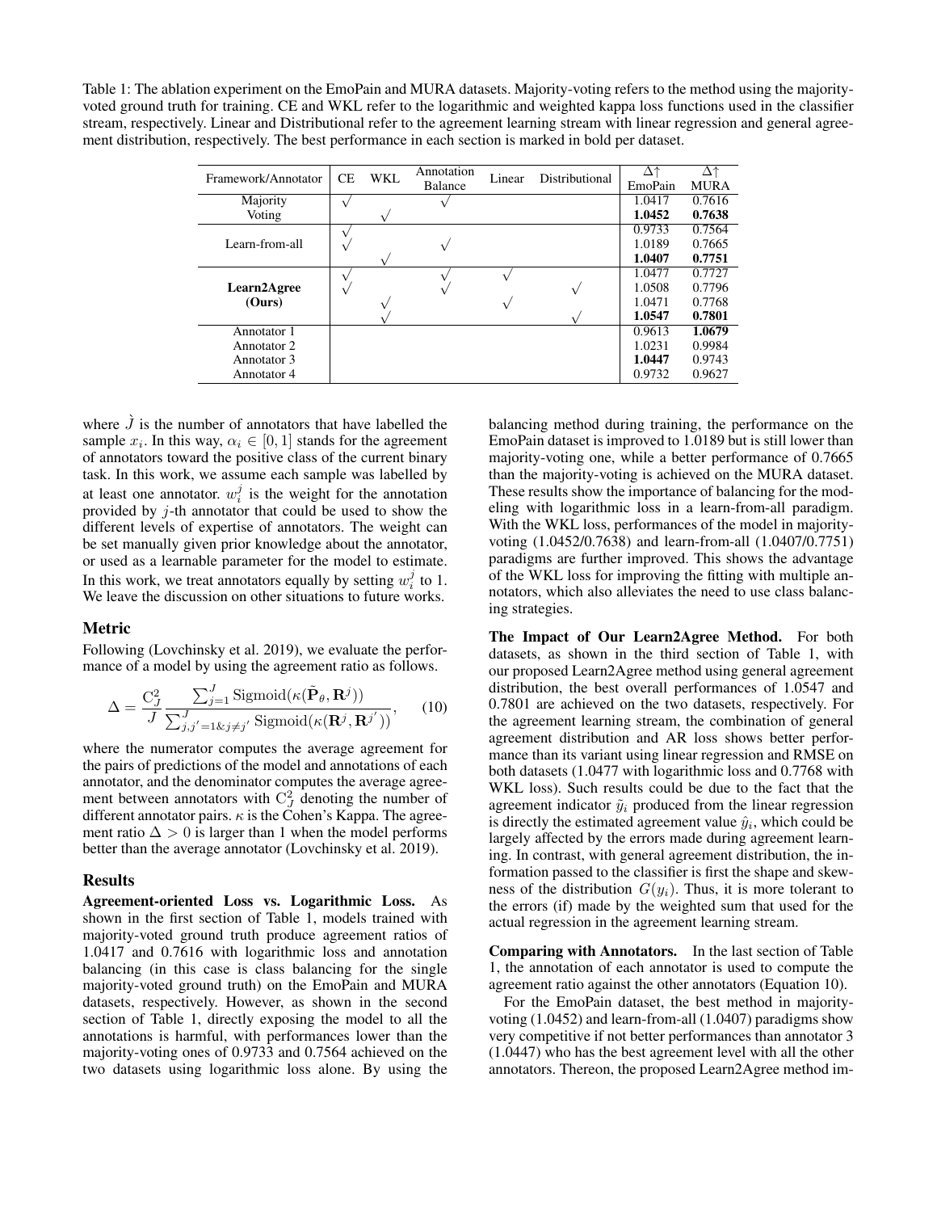Table 1: The ablation experiment on the EmoPain and MURA datasets. Majority-voting refers to the method using the majority-voted ground truth for training. CE and WKL refer to the logarithmic and weighted kappa loss functions used in the classifier stream, respectively. Linear and Distributional refer to the agreement learning stream with linear regression and general agreement distribution, respectively. The best performance in each section is marked in bold per dataset.

| Framework/Annotator | CE | WKL | Annotation Balance | Linear | Distributional | $\Delta\uparrow$ EmoPain | $\Delta\uparrow$ MURA |
|---|---|---|---|---|---|---|---|
| Majority Voting | √ | | √ | | | 1.0417 | 0.7616 |
| | | √ | | | | **1.0452** | **0.7638** |
| Learn-from-all | √ | | | | | 0.9733 | 0.7564 |
| | √ | | √ | | | 1.0189 | 0.7665 |
| | | √ | | | | **1.0407** | **0.7751** |
| **Learn2Agree (Ours)** | √ | | √ | √ | | 1.0477 | 0.7727 |
| | √ | | √ | | √ | 1.0508 | 0.7796 |
| | | √ | | √ | | 1.0471 | 0.7768 |
| | | √ | | | √ | **1.0547** | **0.7801** |
| Annotator 1 | | | | | | 0.9613 | **1.0679** |
| Annotator 2 | | | | | | 1.0231 | 0.9984 |
| Annotator 3 | | | | | | **1.0447** | 0.9743 |
| Annotator 4 | | | | | | 0.9732 | 0.9627 |

where $\acute{J}$ is the number of annotators that have labelled the sample $x_i$. In this way, $\alpha_i \in [0, 1]$ stands for the agreement of annotators toward the positive class of the current binary task. In this work, we assume each sample was labelled by at least one annotator. $w_i^j$ is the weight for the annotation provided by $j$-th annotator that could be used to show the different levels of expertise of annotators. The weight can be set manually given prior knowledge about the annotator, or used as a learnable parameter for the model to estimate. In this work, we treat annotators equally by setting $w_i^j$ to 1. We leave the discussion on other situations to future works.

### Metric

Following (Lovchinsky et al. 2019), we evaluate the performance of a model by using the agreement ratio as follows.

$$\Delta = \frac{\mathrm{C}_J^2}{J} \frac{\sum_{j=1}^{J} \mathrm{Sigmoid}(\kappa(\tilde{\mathbf{P}}_\theta, \mathbf{R}^j))}{\sum_{j,j'=1\&j\neq j'}^{J} \mathrm{Sigmoid}(\kappa(\mathbf{R}^j, \mathbf{R}^{j'}))}, \quad (10)$$

where the numerator computes the average agreement for the pairs of predictions of the model and annotations of each annotator, and the denominator computes the average agreement between annotators with $\mathrm{C}_J^2$ denoting the number of different annotator pairs. $\kappa$ is the Cohen's Kappa. The agreement ratio $\Delta > 0$ is larger than 1 when the model performs better than the average annotator (Lovchinsky et al. 2019).

### Results

**Agreement-oriented Loss vs. Logarithmic Loss.** As shown in the first section of Table 1, models trained with majority-voted ground truth produce agreement ratios of 1.0417 and 0.7616 with logarithmic loss and annotation balancing (in this case is class balancing for the single majority-voted ground truth) on the EmoPain and MURA datasets, respectively. However, as shown in the second section of Table 1, directly exposing the model to all the annotations is harmful, with performances lower than the majority-voting ones of 0.9733 and 0.7564 achieved on the two datasets using logarithmic loss alone. By using the balancing method during training, the performance on the EmoPain dataset is improved to 1.0189 but is still lower than majority-voting one, while a better performance of 0.7665 than the majority-voting is achieved on the MURA dataset. These results show the importance of balancing for the modeling with logarithmic loss in a learn-from-all paradigm. With the WKL loss, performances of the model in majority-voting (1.0452/0.7638) and learn-from-all (1.0407/0.7751) paradigms are further improved. This shows the advantage of the WKL loss for improving the fitting with multiple annotators, which also alleviates the need to use class balancing strategies.

**The Impact of Our Learn2Agree Method.** For both datasets, as shown in the third section of Table 1, with our proposed Learn2Agree method using general agreement distribution, the best overall performances of 1.0547 and 0.7801 are achieved on the two datasets, respectively. For the agreement learning stream, the combination of general agreement distribution and AR loss shows better performance than its variant using linear regression and RMSE on both datasets (1.0477 with logarithmic loss and 0.7768 with WKL loss). Such results could be due to the fact that the agreement indicator $\tilde{y}_i$ produced from the linear regression is directly the estimated agreement value $\hat{y}_i$, which could be largely affected by the errors made during agreement learning. In contrast, with general agreement distribution, the information passed to the classifier is first the shape and skewness of the distribution $G(y_i)$. Thus, it is more tolerant to the errors (if) made by the weighted sum that used for the actual regression in the agreement learning stream.

**Comparing with Annotators.** In the last section of Table 1, the annotation of each annotator is used to compute the agreement ratio against the other annotators (Equation 10).

For the EmoPain dataset, the best method in majority-voting (1.0452) and learn-from-all (1.0407) paradigms show very competitive if not better performances than annotator 3 (1.0447) who has the best agreement level with all the other annotators. Thereon, the proposed Learn2Agree method im-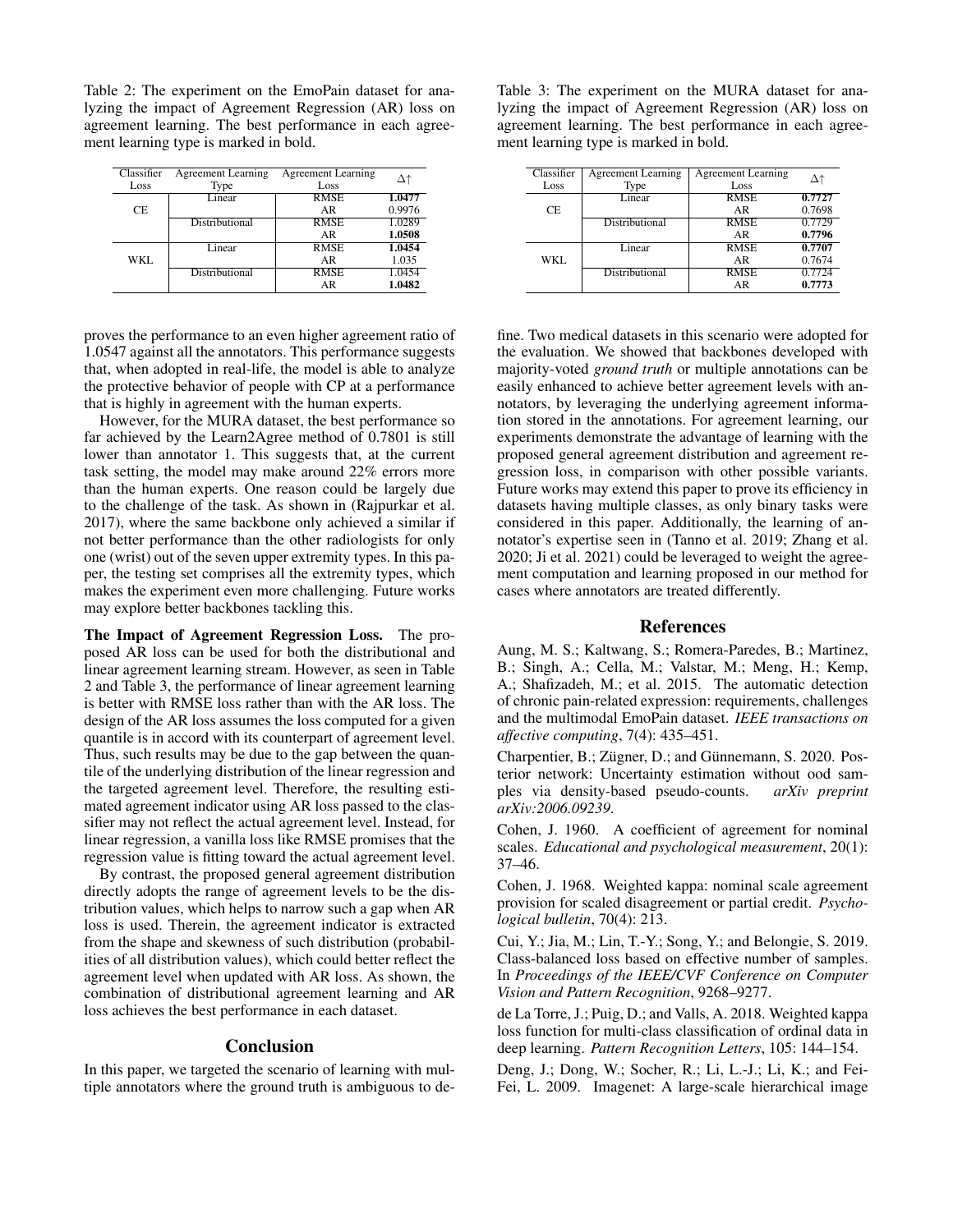Table 2: The experiment on the EmoPain dataset for analyzing the impact of Agreement Regression (AR) loss on agreement learning. The best performance in each agreement learning type is marked in bold.

| Classifier Loss | Agreement Learning Type | Agreement Learning Loss | Δ↑ |
|---|---|---|---|
| CE | Linear | RMSE | **1.0477** |
| | | AR | 0.9976 |
| | Distributional | RMSE | 1.0289 |
| | | AR | **1.0508** |
| WKL | Linear | RMSE | **1.0454** |
| | | AR | 1.035 |
| | Distributional | RMSE | 1.0454 |
| | | AR | **1.0482** |

Table 3: The experiment on the MURA dataset for analyzing the impact of Agreement Regression (AR) loss on agreement learning. The best performance in each agreement learning type is marked in bold.

| Classifier Loss | Agreement Learning Type | Agreement Learning Loss | Δ↑ |
|---|---|---|---|
| CE | Linear | RMSE | **0.7727** |
| | | AR | 0.7698 |
| | Distributional | RMSE | 0.7729 |
| | | AR | **0.7796** |
| WKL | Linear | RMSE | **0.7707** |
| | | AR | 0.7674 |
| | Distributional | RMSE | 0.7724 |
| | | AR | **0.7773** |

proves the performance to an even higher agreement ratio of 1.0547 against all the annotators. This performance suggests that, when adopted in real-life, the model is able to analyze the protective behavior of people with CP at a performance that is highly in agreement with the human experts.

However, for the MURA dataset, the best performance so far achieved by the Learn2Agree method of 0.7801 is still lower than annotator 1. This suggests that, at the current task setting, the model may make around 22% errors more than the human experts. One reason could be largely due to the challenge of the task. As shown in (Rajpurkar et al. 2017), where the same backbone only achieved a similar if not better performance than the other radiologists for only one (wrist) out of the seven upper extremity types. In this paper, the testing set comprises all the extremity types, which makes the experiment even more challenging. Future works may explore better backbones tackling this.

**The Impact of Agreement Regression Loss.** The proposed AR loss can be used for both the distributional and linear agreement learning stream. However, as seen in Table 2 and Table 3, the performance of linear agreement learning is better with RMSE loss rather than with the AR loss. The design of the AR loss assumes the loss computed for a given quantile is in accord with its counterpart of agreement level. Thus, such results may be due to the gap between the quantile of the underlying distribution of the linear regression and the targeted agreement level. Therefore, the resulting estimated agreement indicator using AR loss passed to the classifier may not reflect the actual agreement level. Instead, for linear regression, a vanilla loss like RMSE promises that the regression value is fitting toward the actual agreement level.

By contrast, the proposed general agreement distribution directly adopts the range of agreement levels to be the distribution values, which helps to narrow such a gap when AR loss is used. Therein, the agreement indicator is extracted from the shape and skewness of such distribution (probabilities of all distribution values), which could better reflect the agreement level when updated with AR loss. As shown, the combination of distributional agreement learning and AR loss achieves the best performance in each dataset.

## Conclusion

In this paper, we targeted the scenario of learning with multiple annotators where the ground truth is ambiguous to define. Two medical datasets in this scenario were adopted for the evaluation. We showed that backbones developed with majority-voted *ground truth* or multiple annotations can be easily enhanced to achieve better agreement levels with annotators, by leveraging the underlying agreement information stored in the annotations. For agreement learning, our experiments demonstrate the advantage of learning with the proposed general agreement distribution and agreement regression loss, in comparison with other possible variants. Future works may extend this paper to prove its efficiency in datasets having multiple classes, as only binary tasks were considered in this paper. Additionally, the learning of annotator's expertise seen in (Tanno et al. 2019; Zhang et al. 2020; Ji et al. 2021) could be leveraged to weight the agreement computation and learning proposed in our method for cases where annotators are treated differently.

## References

Aung, M. S.; Kaltwang, S.; Romera-Paredes, B.; Martinez, B.; Singh, A.; Cella, M.; Valstar, M.; Meng, H.; Kemp, A.; Shafizadeh, M.; et al. 2015. The automatic detection of chronic pain-related expression: requirements, challenges and the multimodal EmoPain dataset. *IEEE transactions on affective computing*, 7(4): 435–451.

Charpentier, B.; Zügner, D.; and Günnemann, S. 2020. Posterior network: Uncertainty estimation without ood samples via density-based pseudo-counts. *arXiv preprint arXiv:2006.09239*.

Cohen, J. 1960. A coefficient of agreement for nominal scales. *Educational and psychological measurement*, 20(1): 37–46.

Cohen, J. 1968. Weighted kappa: nominal scale agreement provision for scaled disagreement or partial credit. *Psychological bulletin*, 70(4): 213.

Cui, Y.; Jia, M.; Lin, T.-Y.; Song, Y.; and Belongie, S. 2019. Class-balanced loss based on effective number of samples. In *Proceedings of the IEEE/CVF Conference on Computer Vision and Pattern Recognition*, 9268–9277.

de La Torre, J.; Puig, D.; and Valls, A. 2018. Weighted kappa loss function for multi-class classification of ordinal data in deep learning. *Pattern Recognition Letters*, 105: 144–154.

Deng, J.; Dong, W.; Socher, R.; Li, L.-J.; Li, K.; and Fei-Fei, L. 2009. Imagenet: A large-scale hierarchical image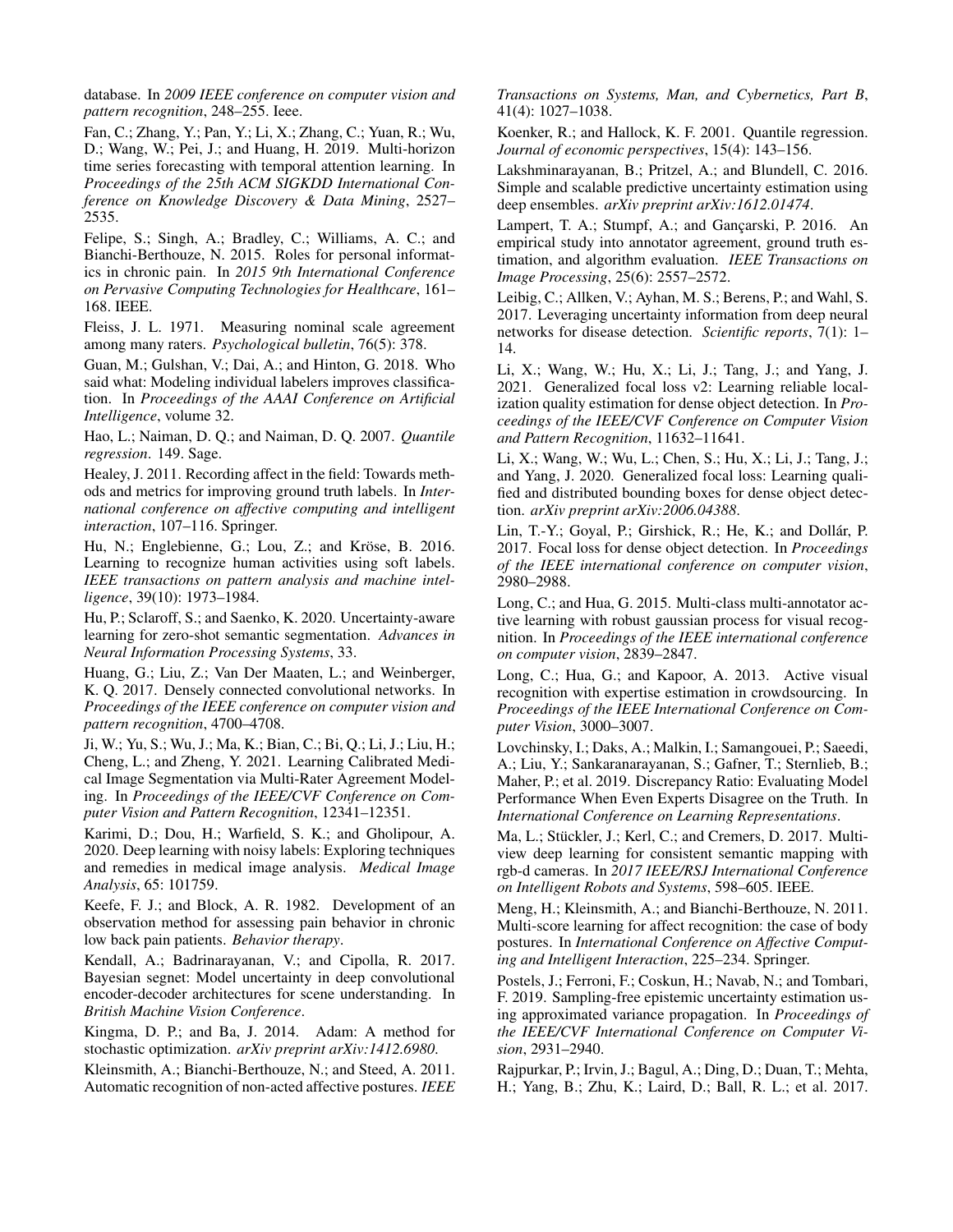database. In *2009 IEEE conference on computer vision and pattern recognition*, 248–255. Ieee.

Fan, C.; Zhang, Y.; Pan, Y.; Li, X.; Zhang, C.; Yuan, R.; Wu, D.; Wang, W.; Pei, J.; and Huang, H. 2019. Multi-horizon time series forecasting with temporal attention learning. In *Proceedings of the 25th ACM SIGKDD International Conference on Knowledge Discovery & Data Mining*, 2527–2535.

Felipe, S.; Singh, A.; Bradley, C.; Williams, A. C.; and Bianchi-Berthouze, N. 2015. Roles for personal informatics in chronic pain. In *2015 9th International Conference on Pervasive Computing Technologies for Healthcare*, 161–168. IEEE.

Fleiss, J. L. 1971. Measuring nominal scale agreement among many raters. *Psychological bulletin*, 76(5): 378.

Guan, M.; Gulshan, V.; Dai, A.; and Hinton, G. 2018. Who said what: Modeling individual labelers improves classification. In *Proceedings of the AAAI Conference on Artificial Intelligence*, volume 32.

Hao, L.; Naiman, D. Q.; and Naiman, D. Q. 2007. *Quantile regression*. 149. Sage.

Healey, J. 2011. Recording affect in the field: Towards methods and metrics for improving ground truth labels. In *International conference on affective computing and intelligent interaction*, 107–116. Springer.

Hu, N.; Englebienne, G.; Lou, Z.; and Kröse, B. 2016. Learning to recognize human activities using soft labels. *IEEE transactions on pattern analysis and machine intelligence*, 39(10): 1973–1984.

Hu, P.; Sclaroff, S.; and Saenko, K. 2020. Uncertainty-aware learning for zero-shot semantic segmentation. *Advances in Neural Information Processing Systems*, 33.

Huang, G.; Liu, Z.; Van Der Maaten, L.; and Weinberger, K. Q. 2017. Densely connected convolutional networks. In *Proceedings of the IEEE conference on computer vision and pattern recognition*, 4700–4708.

Ji, W.; Yu, S.; Wu, J.; Ma, K.; Bian, C.; Bi, Q.; Li, J.; Liu, H.; Cheng, L.; and Zheng, Y. 2021. Learning Calibrated Medical Image Segmentation via Multi-Rater Agreement Modeling. In *Proceedings of the IEEE/CVF Conference on Computer Vision and Pattern Recognition*, 12341–12351.

Karimi, D.; Dou, H.; Warfield, S. K.; and Gholipour, A. 2020. Deep learning with noisy labels: Exploring techniques and remedies in medical image analysis. *Medical Image Analysis*, 65: 101759.

Keefe, F. J.; and Block, A. R. 1982. Development of an observation method for assessing pain behavior in chronic low back pain patients. *Behavior therapy*.

Kendall, A.; Badrinarayanan, V.; and Cipolla, R. 2017. Bayesian segnet: Model uncertainty in deep convolutional encoder-decoder architectures for scene understanding. In *British Machine Vision Conference*.

Kingma, D. P.; and Ba, J. 2014. Adam: A method for stochastic optimization. *arXiv preprint arXiv:1412.6980*.

Kleinsmith, A.; Bianchi-Berthouze, N.; and Steed, A. 2011. Automatic recognition of non-acted affective postures. *IEEE Transactions on Systems, Man, and Cybernetics, Part B*, 41(4): 1027–1038.

Koenker, R.; and Hallock, K. F. 2001. Quantile regression. *Journal of economic perspectives*, 15(4): 143–156.

Lakshminarayanan, B.; Pritzel, A.; and Blundell, C. 2016. Simple and scalable predictive uncertainty estimation using deep ensembles. *arXiv preprint arXiv:1612.01474*.

Lampert, T. A.; Stumpf, A.; and Gançarski, P. 2016. An empirical study into annotator agreement, ground truth estimation, and algorithm evaluation. *IEEE Transactions on Image Processing*, 25(6): 2557–2572.

Leibig, C.; Allken, V.; Ayhan, M. S.; Berens, P.; and Wahl, S. 2017. Leveraging uncertainty information from deep neural networks for disease detection. *Scientific reports*, 7(1): 1–14.

Li, X.; Wang, W.; Hu, X.; Li, J.; Tang, J.; and Yang, J. 2021. Generalized focal loss v2: Learning reliable localization quality estimation for dense object detection. In *Proceedings of the IEEE/CVF Conference on Computer Vision and Pattern Recognition*, 11632–11641.

Li, X.; Wang, W.; Wu, L.; Chen, S.; Hu, X.; Li, J.; Tang, J.; and Yang, J. 2020. Generalized focal loss: Learning qualified and distributed bounding boxes for dense object detection. *arXiv preprint arXiv:2006.04388*.

Lin, T.-Y.; Goyal, P.; Girshick, R.; He, K.; and Dollár, P. 2017. Focal loss for dense object detection. In *Proceedings of the IEEE international conference on computer vision*, 2980–2988.

Long, C.; and Hua, G. 2015. Multi-class multi-annotator active learning with robust gaussian process for visual recognition. In *Proceedings of the IEEE international conference on computer vision*, 2839–2847.

Long, C.; Hua, G.; and Kapoor, A. 2013. Active visual recognition with expertise estimation in crowdsourcing. In *Proceedings of the IEEE International Conference on Computer Vision*, 3000–3007.

Lovchinsky, I.; Daks, A.; Malkin, I.; Samangouei, P.; Saeedi, A.; Liu, Y.; Sankaranarayanan, S.; Gafner, T.; Sternlieb, B.; Maher, P.; et al. 2019. Discrepancy Ratio: Evaluating Model Performance When Even Experts Disagree on the Truth. In *International Conference on Learning Representations*.

Ma, L.; Stückler, J.; Kerl, C.; and Cremers, D. 2017. Multi-view deep learning for consistent semantic mapping with rgb-d cameras. In *2017 IEEE/RSJ International Conference on Intelligent Robots and Systems*, 598–605. IEEE.

Meng, H.; Kleinsmith, A.; and Bianchi-Berthouze, N. 2011. Multi-score learning for affect recognition: the case of body postures. In *International Conference on Affective Computing and Intelligent Interaction*, 225–234. Springer.

Postels, J.; Ferroni, F.; Coskun, H.; Navab, N.; and Tombari, F. 2019. Sampling-free epistemic uncertainty estimation using approximated variance propagation. In *Proceedings of the IEEE/CVF International Conference on Computer Vision*, 2931–2940.

Rajpurkar, P.; Irvin, J.; Bagul, A.; Ding, D.; Duan, T.; Mehta, H.; Yang, B.; Zhu, K.; Laird, D.; Ball, R. L.; et al. 2017.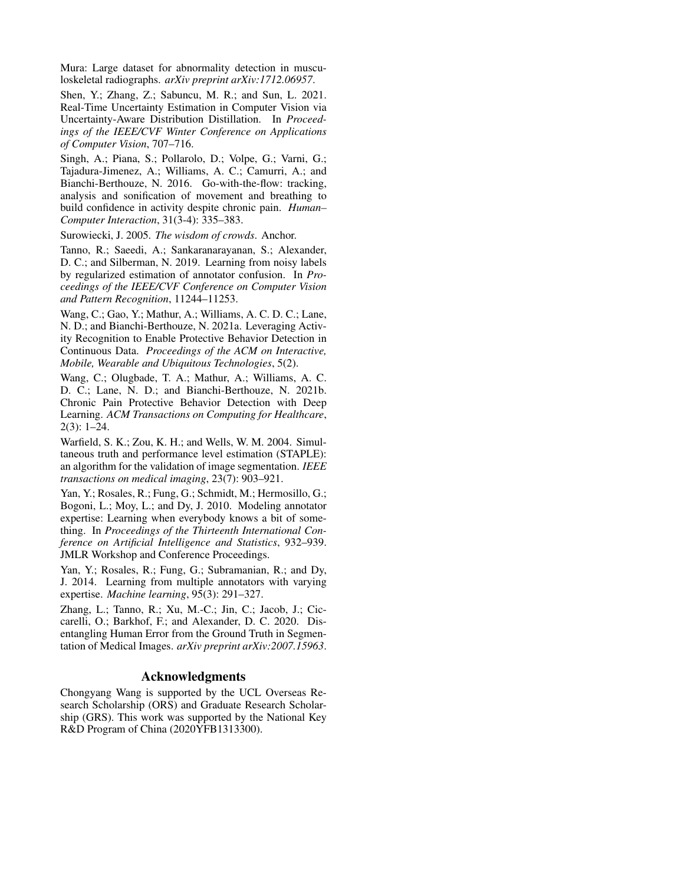Mura: Large dataset for abnormality detection in musculoskeletal radiographs. *arXiv preprint arXiv:1712.06957*.

Shen, Y.; Zhang, Z.; Sabuncu, M. R.; and Sun, L. 2021. Real-Time Uncertainty Estimation in Computer Vision via Uncertainty-Aware Distribution Distillation. In *Proceedings of the IEEE/CVF Winter Conference on Applications of Computer Vision*, 707–716.

Singh, A.; Piana, S.; Pollarolo, D.; Volpe, G.; Varni, G.; Tajadura-Jimenez, A.; Williams, A. C.; Camurri, A.; and Bianchi-Berthouze, N. 2016. Go-with-the-flow: tracking, analysis and sonification of movement and breathing to build confidence in activity despite chronic pain. *Human–Computer Interaction*, 31(3-4): 335–383.

Surowiecki, J. 2005. *The wisdom of crowds*. Anchor.

Tanno, R.; Saeedi, A.; Sankaranarayanan, S.; Alexander, D. C.; and Silberman, N. 2019. Learning from noisy labels by regularized estimation of annotator confusion. In *Proceedings of the IEEE/CVF Conference on Computer Vision and Pattern Recognition*, 11244–11253.

Wang, C.; Gao, Y.; Mathur, A.; Williams, A. C. D. C.; Lane, N. D.; and Bianchi-Berthouze, N. 2021a. Leveraging Activity Recognition to Enable Protective Behavior Detection in Continuous Data. *Proceedings of the ACM on Interactive, Mobile, Wearable and Ubiquitous Technologies*, 5(2).

Wang, C.; Olugbade, T. A.; Mathur, A.; Williams, A. C. D. C.; Lane, N. D.; and Bianchi-Berthouze, N. 2021b. Chronic Pain Protective Behavior Detection with Deep Learning. *ACM Transactions on Computing for Healthcare*, 2(3): 1–24.

Warfield, S. K.; Zou, K. H.; and Wells, W. M. 2004. Simultaneous truth and performance level estimation (STAPLE): an algorithm for the validation of image segmentation. *IEEE transactions on medical imaging*, 23(7): 903–921.

Yan, Y.; Rosales, R.; Fung, G.; Schmidt, M.; Hermosillo, G.; Bogoni, L.; Moy, L.; and Dy, J. 2010. Modeling annotator expertise: Learning when everybody knows a bit of something. In *Proceedings of the Thirteenth International Conference on Artificial Intelligence and Statistics*, 932–939. JMLR Workshop and Conference Proceedings.

Yan, Y.; Rosales, R.; Fung, G.; Subramanian, R.; and Dy, J. 2014. Learning from multiple annotators with varying expertise. *Machine learning*, 95(3): 291–327.

Zhang, L.; Tanno, R.; Xu, M.-C.; Jin, C.; Jacob, J.; Ciccarelli, O.; Barkhof, F.; and Alexander, D. C. 2020. Disentangling Human Error from the Ground Truth in Segmentation of Medical Images. *arXiv preprint arXiv:2007.15963*.

## Acknowledgments

Chongyang Wang is supported by the UCL Overseas Research Scholarship (ORS) and Graduate Research Scholarship (GRS). This work was supported by the National Key R&D Program of China (2020YFB1313300).